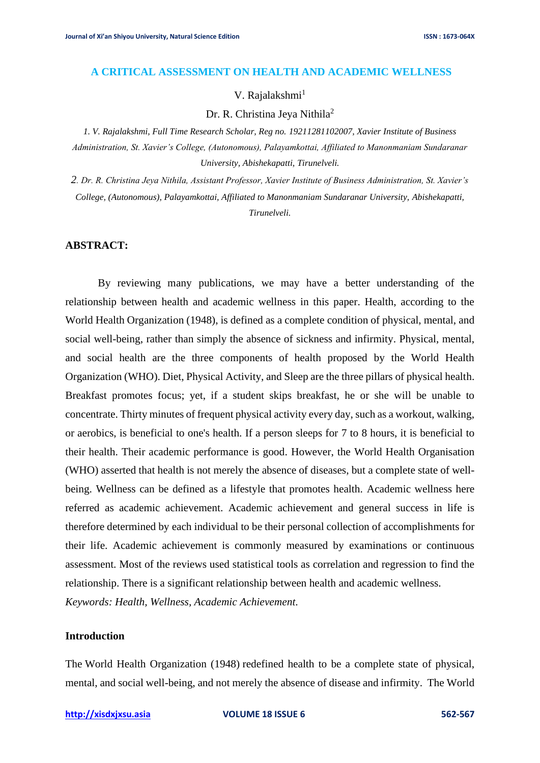# A CRITICAL ASSESSMENT ON HEALTH AND ACADEMIC WELLNESS

V. Rajalakshmi[1]

Dr. R. Christina Jeya Nithila[2]

*1. V. Rajalakshmi, Full Time Research Scholar, Reg no. 19211281102007, Xavier Institute of Business Administration, St. Xavier's College, (Autonomous), Palayamkottai, Affiliated to Manonmaniam Sundaranar University, Abishekapatti, Tirunelveli.*

*2. Dr. R. Christina Jeya Nithila, Assistant Professor, Xavier Institute of Business Administration, St. Xavier's College, (Autonomous), Palayamkottai, Affiliated to Manonmaniam Sundaranar University, Abishekapatti, Tirunelveli.*

## ABSTRACT:

By reviewing many publications, we may have a better understanding of the relationship between health and academic wellness in this paper. Health, according to the World Health Organization (1948), is defined as a complete condition of physical, mental, and social well-being, rather than simply the absence of sickness and infirmity. Physical, mental, and social health are the three components of health proposed by the World Health Organization (WHO). Diet, Physical Activity, and Sleep are the three pillars of physical health. Breakfast promotes focus; yet, if a student skips breakfast, he or she will be unable to concentrate. Thirty minutes of frequent physical activity every day, such as a workout, walking, or aerobics, is beneficial to one's health. If a person sleeps for 7 to 8 hours, it is beneficial to their health. Their academic performance is good. However, the World Health Organisation (WHO) asserted that health is not merely the absence of diseases, but a complete state of well-being. Wellness can be defined as a lifestyle that promotes health. Academic wellness here referred as academic achievement. Academic achievement and general success in life is therefore determined by each individual to be their personal collection of accomplishments for their life. Academic achievement is commonly measured by examinations or continuous assessment. Most of the reviews used statistical tools as correlation and regression to find the relationship. There is a significant relationship between health and academic wellness.

*Keywords: Health, Wellness, Academic Achievement.*

## Introduction

The World Health Organization (1948) redefined health to be a complete state of physical, mental, and social well-being, and not merely the absence of disease and infirmity. The World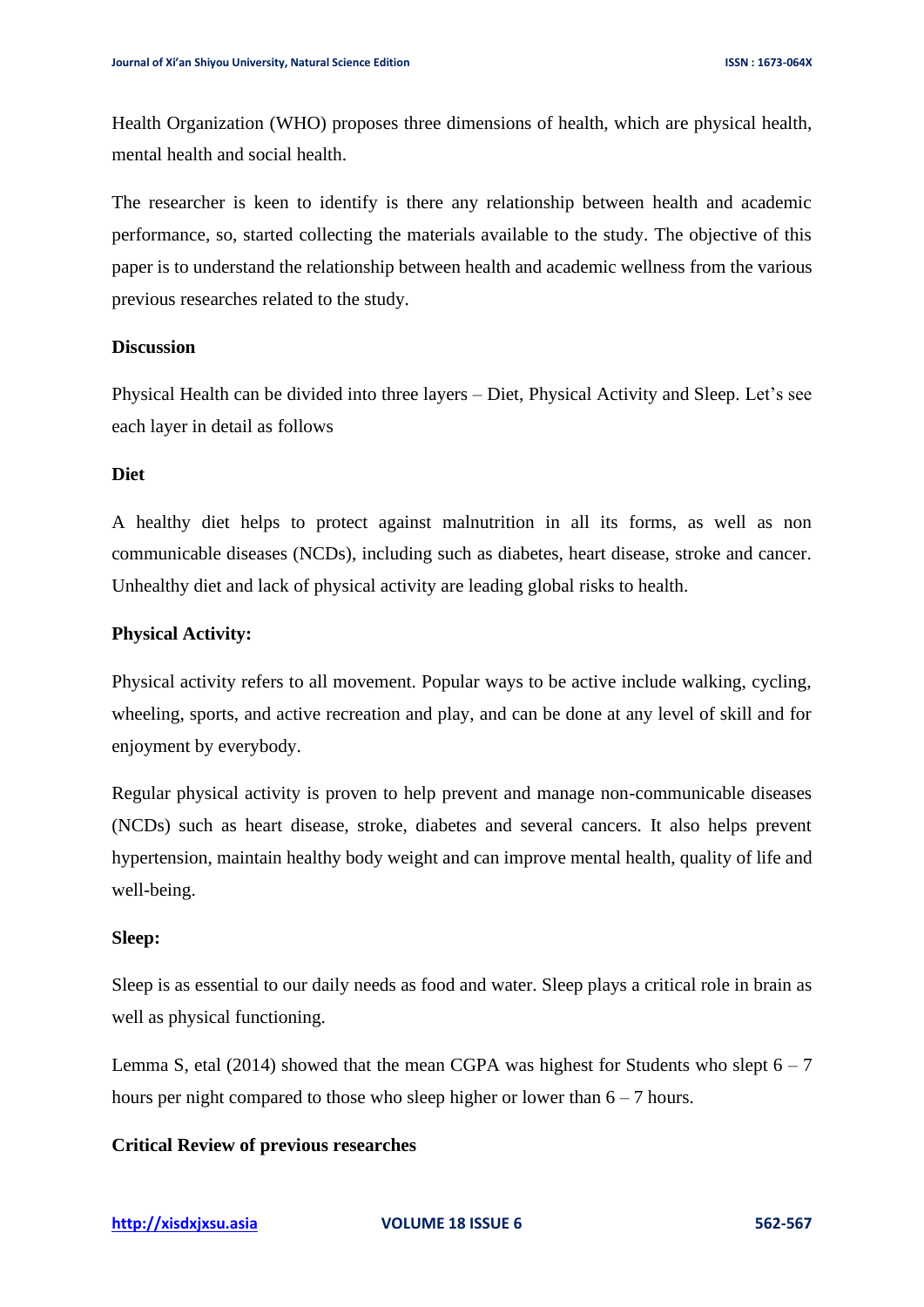Health Organization (WHO) proposes three dimensions of health, which are physical health, mental health and social health.

The researcher is keen to identify is there any relationship between health and academic performance, so, started collecting the materials available to the study. The objective of this paper is to understand the relationship between health and academic wellness from the various previous researches related to the study.

## Discussion

Physical Health can be divided into three layers – Diet, Physical Activity and Sleep. Let's see each layer in detail as follows

### Diet

A healthy diet helps to protect against malnutrition in all its forms, as well as non communicable diseases (NCDs), including such as diabetes, heart disease, stroke and cancer. Unhealthy diet and lack of physical activity are leading global risks to health.

### Physical Activity:

Physical activity refers to all movement. Popular ways to be active include walking, cycling, wheeling, sports, and active recreation and play, and can be done at any level of skill and for enjoyment by everybody.

Regular physical activity is proven to help prevent and manage non-communicable diseases (NCDs) such as heart disease, stroke, diabetes and several cancers. It also helps prevent hypertension, maintain healthy body weight and can improve mental health, quality of life and well-being.

### Sleep:

Sleep is as essential to our daily needs as food and water. Sleep plays a critical role in brain as well as physical functioning.

Lemma S, etal (2014) showed that the mean CGPA was highest for Students who slept 6 – 7 hours per night compared to those who sleep higher or lower than 6 – 7 hours.

## Critical Review of previous researches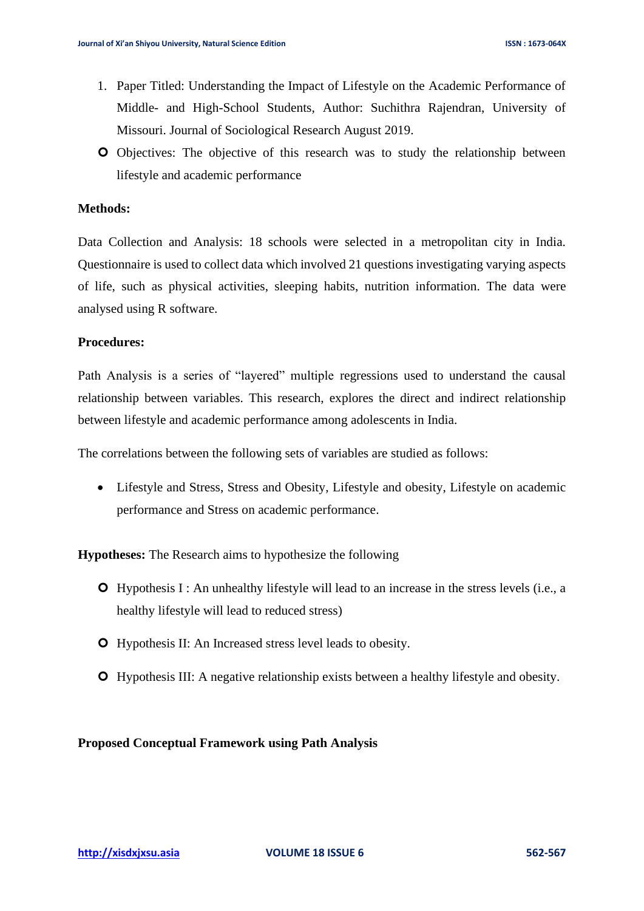1. Paper Titled: Understanding the Impact of Lifestyle on the Academic Performance of Middle- and High-School Students, Author: Suchithra Rajendran, University of Missouri. Journal of Sociological Research August 2019.

- Objectives: The objective of this research was to study the relationship between lifestyle and academic performance

**Methods:**

Data Collection and Analysis: 18 schools were selected in a metropolitan city in India. Questionnaire is used to collect data which involved 21 questions investigating varying aspects of life, such as physical activities, sleeping habits, nutrition information. The data were analysed using R software.

**Procedures:**

Path Analysis is a series of "layered" multiple regressions used to understand the causal relationship between variables. This research, explores the direct and indirect relationship between lifestyle and academic performance among adolescents in India.

The correlations between the following sets of variables are studied as follows:

- Lifestyle and Stress, Stress and Obesity, Lifestyle and obesity, Lifestyle on academic performance and Stress on academic performance.

**Hypotheses:** The Research aims to hypothesize the following

- Hypothesis I : An unhealthy lifestyle will lead to an increase in the stress levels (i.e., a healthy lifestyle will lead to reduced stress)
- Hypothesis II: An Increased stress level leads to obesity.
- Hypothesis III: A negative relationship exists between a healthy lifestyle and obesity.

**Proposed Conceptual Framework using Path Analysis**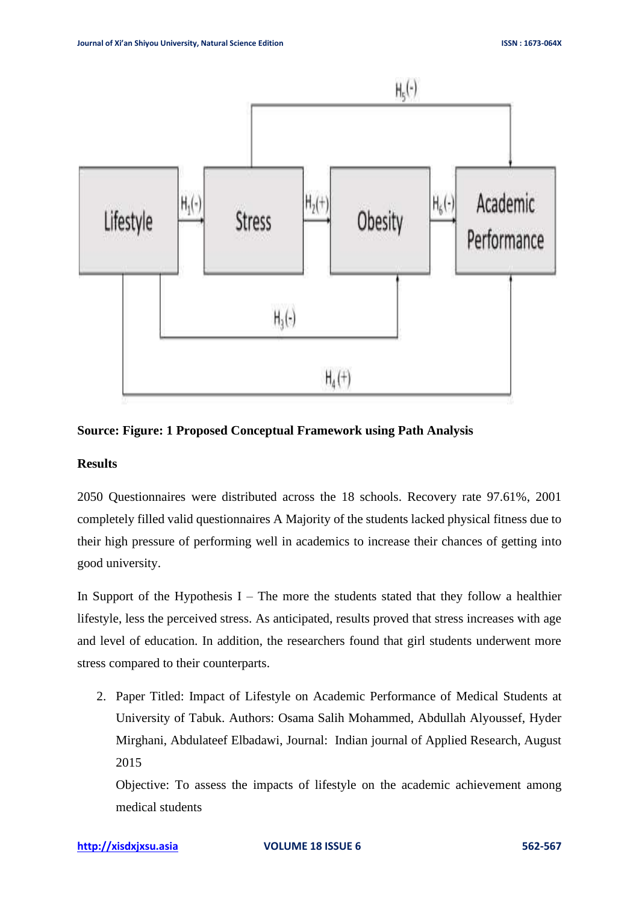**Source: Figure: 1 Proposed Conceptual Framework using Path Analysis**

**Results**

2050 Questionnaires were distributed across the 18 schools. Recovery rate 97.61%, 2001 completely filled valid questionnaires A Majority of the students lacked physical fitness due to their high pressure of performing well in academics to increase their chances of getting into good university.

In Support of the Hypothesis I – The more the students stated that they follow a healthier lifestyle, less the perceived stress. As anticipated, results proved that stress increases with age and level of education. In addition, the researchers found that girl students underwent more stress compared to their counterparts.

2. Paper Titled: Impact of Lifestyle on Academic Performance of Medical Students at University of Tabuk. Authors: Osama Salih Mohammed, Abdullah Alyoussef, Hyder Mirghani, Abdulateef Elbadawi, Journal: Indian journal of Applied Research, August 2015

   Objective: To assess the impacts of lifestyle on the academic achievement among medical students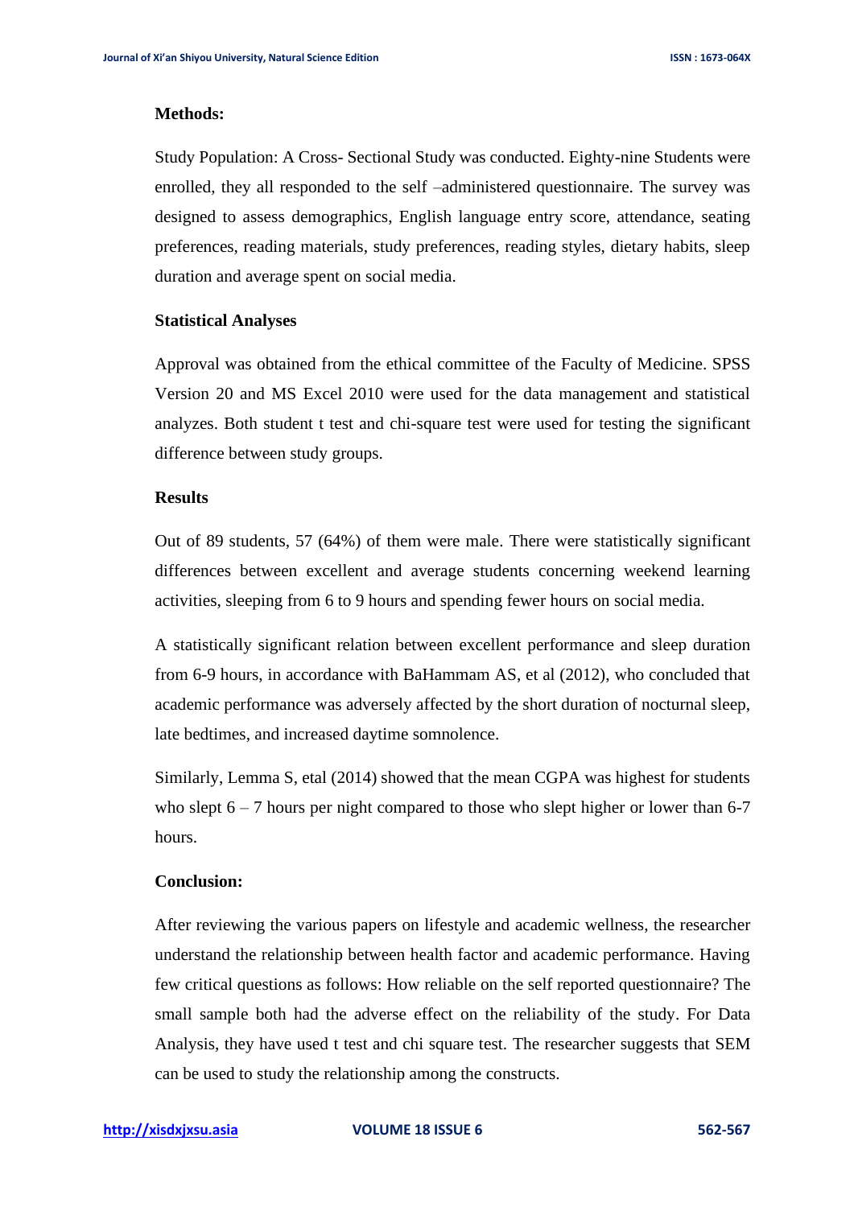**Methods:**

Study Population: A Cross- Sectional Study was conducted. Eighty-nine Students were enrolled, they all responded to the self –administered questionnaire. The survey was designed to assess demographics, English language entry score, attendance, seating preferences, reading materials, study preferences, reading styles, dietary habits, sleep duration and average spent on social media.

**Statistical Analyses**

Approval was obtained from the ethical committee of the Faculty of Medicine. SPSS Version 20 and MS Excel 2010 were used for the data management and statistical analyzes. Both student t test and chi-square test were used for testing the significant difference between study groups.

**Results**

Out of 89 students, 57 (64%) of them were male. There were statistically significant differences between excellent and average students concerning weekend learning activities, sleeping from 6 to 9 hours and spending fewer hours on social media.

A statistically significant relation between excellent performance and sleep duration from 6-9 hours, in accordance with BaHammam AS, et al (2012), who concluded that academic performance was adversely affected by the short duration of nocturnal sleep, late bedtimes, and increased daytime somnolence.

Similarly, Lemma S, etal (2014) showed that the mean CGPA was highest for students who slept 6 – 7 hours per night compared to those who slept higher or lower than 6-7 hours.

**Conclusion:**

After reviewing the various papers on lifestyle and academic wellness, the researcher understand the relationship between health factor and academic performance. Having few critical questions as follows: How reliable on the self reported questionnaire? The small sample both had the adverse effect on the reliability of the study. For Data Analysis, they have used t test and chi square test. The researcher suggests that SEM can be used to study the relationship among the constructs.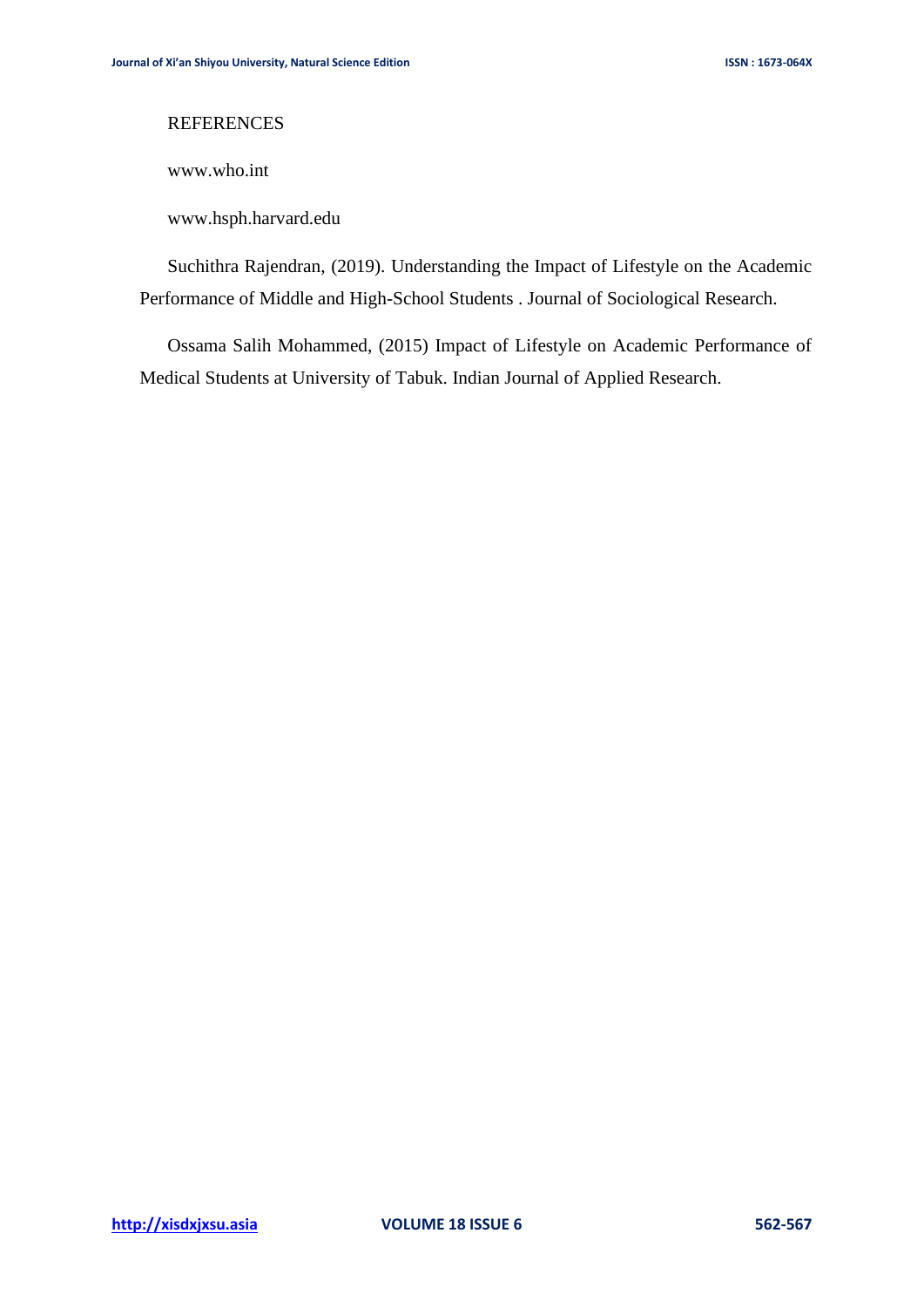## REFERENCES

www.who.int

www.hsph.harvard.edu

Suchithra Rajendran, (2019). Understanding the Impact of Lifestyle on the Academic Performance of Middle and High-School Students . Journal of Sociological Research.

Ossama Salih Mohammed, (2015) Impact of Lifestyle on Academic Performance of Medical Students at University of Tabuk. Indian Journal of Applied Research.